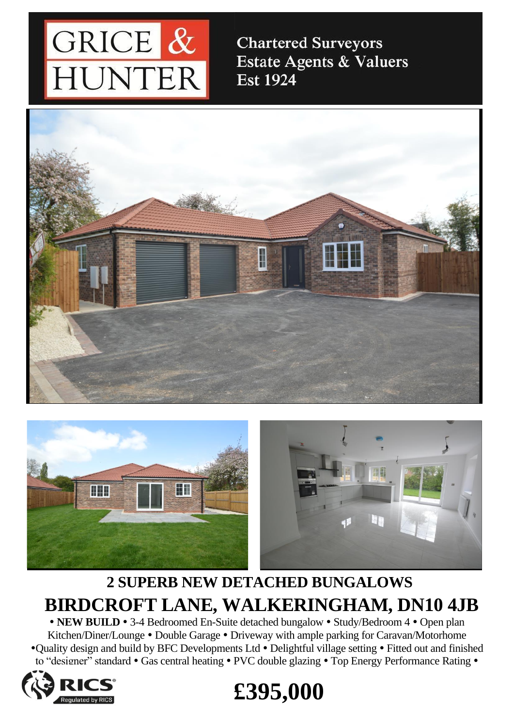GRICE & HUNTER

Chartered Surveyors
Estate Agents & Valuers
Est 1924

## 2 SUPERB NEW DETACHED BUNGALOWS

# BIRDCROFT LANE, WALKERINGHAM, DN10 4JB

• **NEW BUILD** • 3-4 Bedroomed En-Suite detached bungalow • Study/Bedroom 4 • Open plan Kitchen/Diner/Lounge • Double Garage • Driveway with ample parking for Caravan/Motorhome •Quality design and build by BFC Developments Ltd • Delightful village setting • Fitted out and finished to "designer" standard • Gas central heating • PVC double glazing • Top Energy Performance Rating •

RICS Regulated by RICS

**£395,000**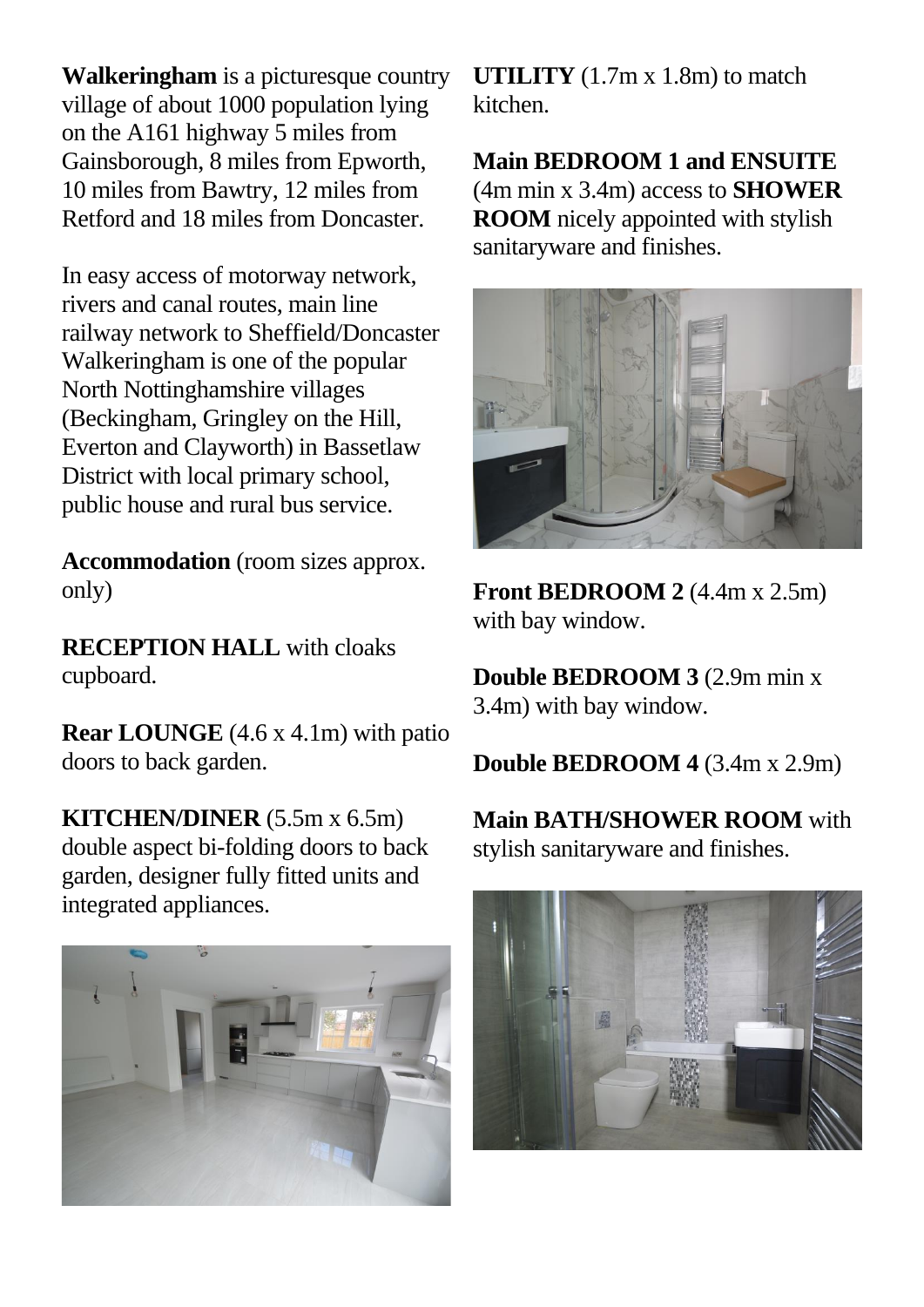**Walkeringham** is a picturesque country village of about 1000 population lying on the A161 highway 5 miles from Gainsborough, 8 miles from Epworth, 10 miles from Bawtry, 12 miles from Retford and 18 miles from Doncaster.

In easy access of motorway network, rivers and canal routes, main line railway network to Sheffield/Doncaster Walkeringham is one of the popular North Nottinghamshire villages (Beckingham, Gringley on the Hill, Everton and Clayworth) in Bassetlaw District with local primary school, public house and rural bus service.

**Accommodation** (room sizes approx. only)

**RECEPTION HALL** with cloaks cupboard.

**Rear LOUNGE** (4.6 x 4.1m) with patio doors to back garden.

**KITCHEN/DINER** (5.5m x 6.5m) double aspect bi-folding doors to back garden, designer fully fitted units and integrated appliances.

**UTILITY** (1.7m x 1.8m) to match kitchen.

**Main BEDROOM 1 and ENSUITE** (4m min x 3.4m) access to **SHOWER ROOM** nicely appointed with stylish sanitaryware and finishes.

**Front BEDROOM 2** (4.4m x 2.5m) with bay window.

**Double BEDROOM 3** (2.9m min x 3.4m) with bay window.

**Double BEDROOM 4** (3.4m x 2.9m)

**Main BATH/SHOWER ROOM** with stylish sanitaryware and finishes.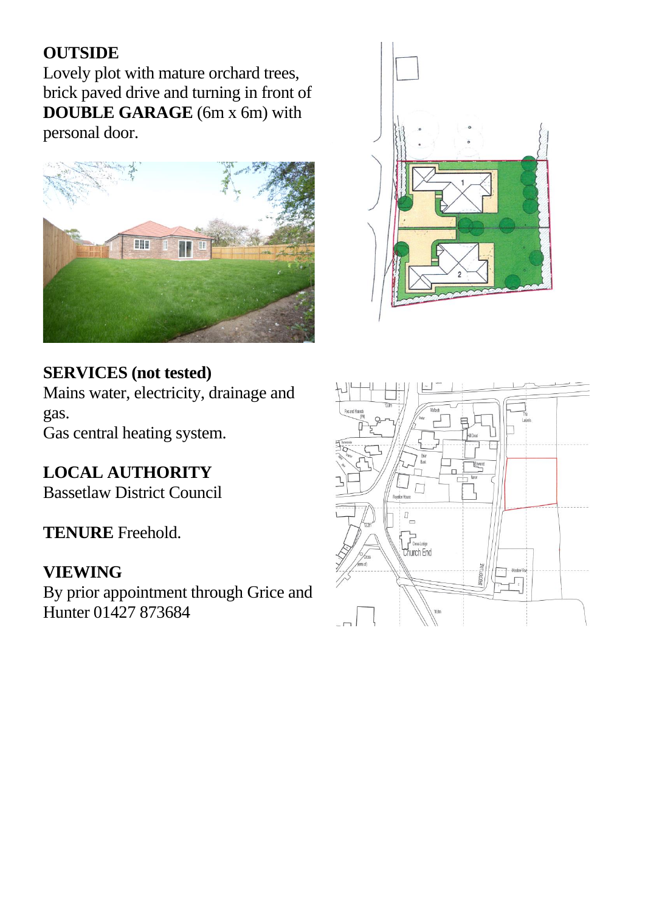**OUTSIDE**
Lovely plot with mature orchard trees, brick paved drive and turning in front of **DOUBLE GARAGE** (6m x 6m) with personal door.

**SERVICES (not tested)**
Mains water, electricity, drainage and gas.
Gas central heating system.

**LOCAL AUTHORITY**
Bassetlaw District Council

**TENURE** Freehold.

**VIEWING**
By prior appointment through Grice and Hunter 01427 873684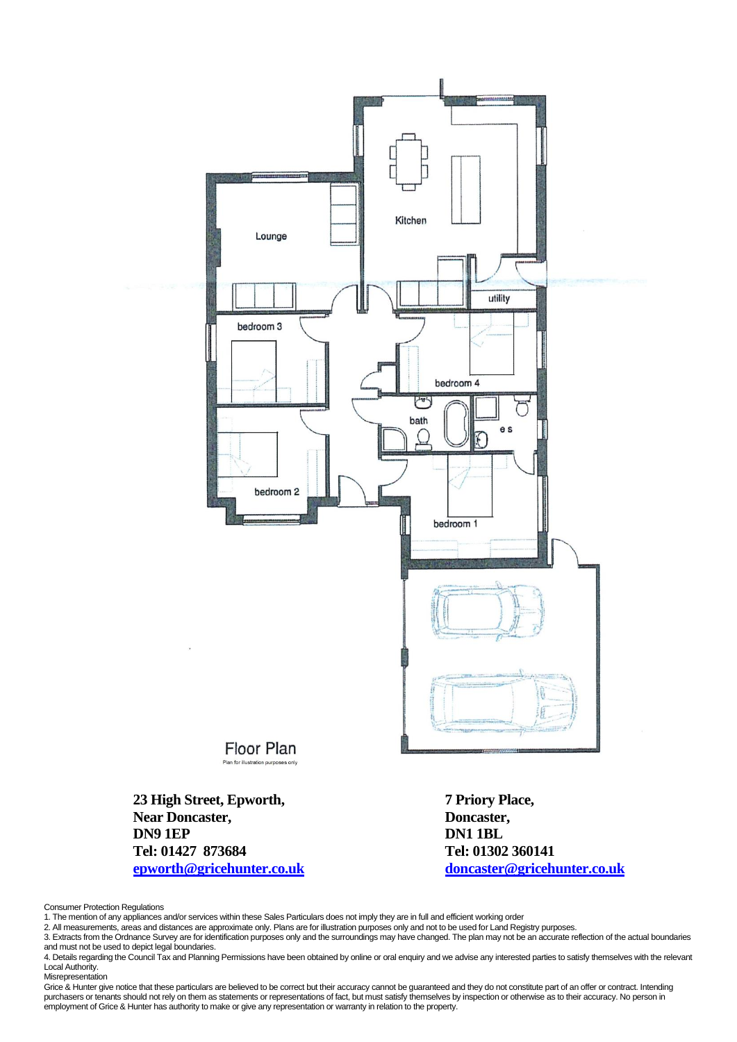Lounge

Kitchen

utility

bedroom 3

bedroom 4

bath

e s

bedroom 2

bedroom 1

Floor Plan

Plan for illustration purposes only

**23 High Street, Epworth,**
**Near Doncaster,**
**DN9 1EP**
**Tel: 01427 873684**
**epworth@gricehunter.co.uk**

**7 Priory Place,**
**Doncaster,**
**DN1 1BL**
**Tel: 01302 360141**
**doncaster@gricehunter.co.uk**

Consumer Protection Regulations

1. The mention of any appliances and/or services within these Sales Particulars does not imply they are in full and efficient working order
2. All measurements, areas and distances are approximate only. Plans are for illustration purposes only and not to be used for Land Registry purposes.
3. Extracts from the Ordnance Survey are for identification purposes only and the surroundings may have changed. The plan may not be an accurate reflection of the actual boundaries and must not be used to depict legal boundaries.
4. Details regarding the Council Tax and Planning Permissions have been obtained by online or oral enquiry and we advise any interested parties to satisfy themselves with the relevant Local Authority.

Misrepresentation

Grice & Hunter give notice that these particulars are believed to be correct but their accuracy cannot be guaranteed and they do not constitute part of an offer or contract. Intending purchasers or tenants should not rely on them as statements or representations of fact, but must satisfy themselves by inspection or otherwise as to their accuracy. No person in employment of Grice & Hunter has authority to make or give any representation or warranty in relation to the property.